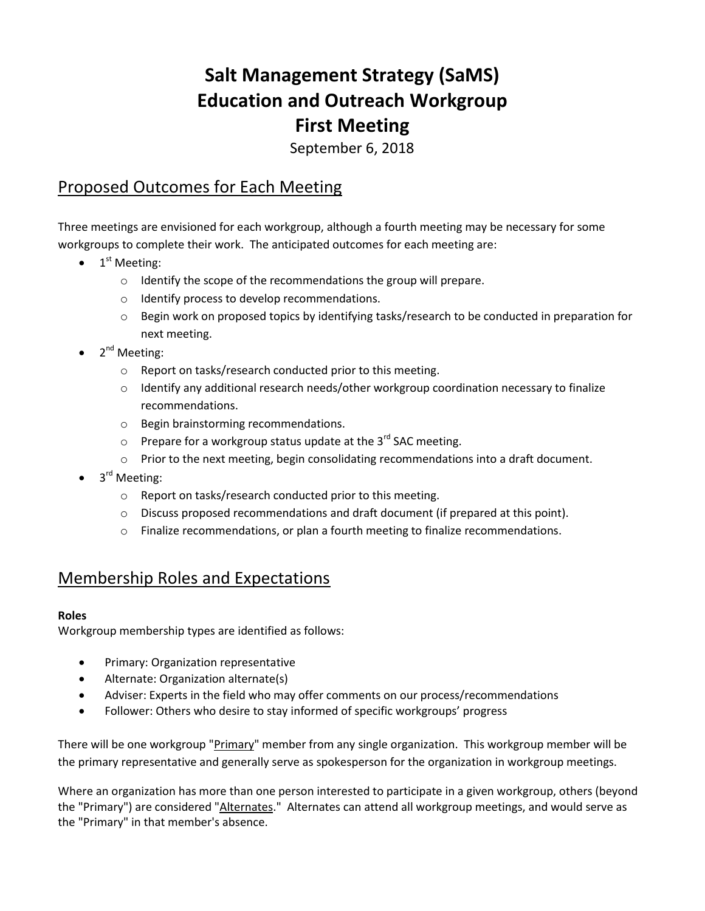# Salt Management Strategy (SaMS)
# Education and Outreach Workgroup
# First Meeting

September 6, 2018

## Proposed Outcomes for Each Meeting

Three meetings are envisioned for each workgroup, although a fourth meeting may be necessary for some workgroups to complete their work. The anticipated outcomes for each meeting are:

- 1st Meeting:
  - Identify the scope of the recommendations the group will prepare.
  - Identify process to develop recommendations.
  - Begin work on proposed topics by identifying tasks/research to be conducted in preparation for next meeting.
- 2nd Meeting:
  - Report on tasks/research conducted prior to this meeting.
  - Identify any additional research needs/other workgroup coordination necessary to finalize recommendations.
  - Begin brainstorming recommendations.
  - Prepare for a workgroup status update at the 3rd SAC meeting.
  - Prior to the next meeting, begin consolidating recommendations into a draft document.
- 3rd Meeting:
  - Report on tasks/research conducted prior to this meeting.
  - Discuss proposed recommendations and draft document (if prepared at this point).
  - Finalize recommendations, or plan a fourth meeting to finalize recommendations.

## Membership Roles and Expectations

**Roles**

Workgroup membership types are identified as follows:

- Primary: Organization representative
- Alternate: Organization alternate(s)
- Adviser: Experts in the field who may offer comments on our process/recommendations
- Follower: Others who desire to stay informed of specific workgroups' progress

There will be one workgroup "Primary" member from any single organization. This workgroup member will be the primary representative and generally serve as spokesperson for the organization in workgroup meetings.

Where an organization has more than one person interested to participate in a given workgroup, others (beyond the "Primary") are considered "Alternates." Alternates can attend all workgroup meetings, and would serve as the "Primary" in that member's absence.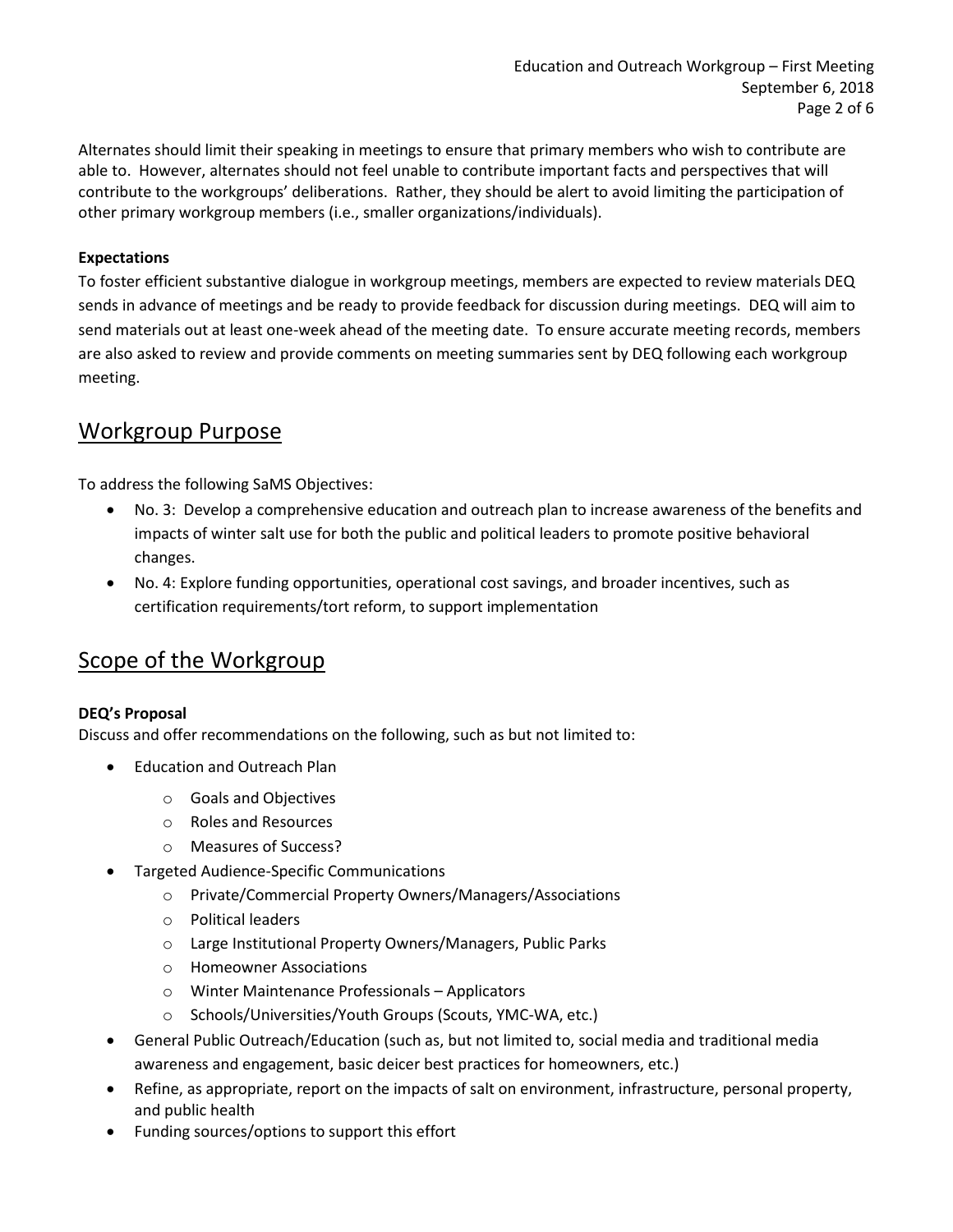Alternates should limit their speaking in meetings to ensure that primary members who wish to contribute are able to. However, alternates should not feel unable to contribute important facts and perspectives that will contribute to the workgroups' deliberations. Rather, they should be alert to avoid limiting the participation of other primary workgroup members (i.e., smaller organizations/individuals).

**Expectations**

To foster efficient substantive dialogue in workgroup meetings, members are expected to review materials DEQ sends in advance of meetings and be ready to provide feedback for discussion during meetings. DEQ will aim to send materials out at least one-week ahead of the meeting date. To ensure accurate meeting records, members are also asked to review and provide comments on meeting summaries sent by DEQ following each workgroup meeting.

## Workgroup Purpose

To address the following SaMS Objectives:

- No. 3: Develop a comprehensive education and outreach plan to increase awareness of the benefits and impacts of winter salt use for both the public and political leaders to promote positive behavioral changes.
- No. 4: Explore funding opportunities, operational cost savings, and broader incentives, such as certification requirements/tort reform, to support implementation

## Scope of the Workgroup

**DEQ's Proposal**

Discuss and offer recommendations on the following, such as but not limited to:

- Education and Outreach Plan
    - Goals and Objectives
    - Roles and Resources
    - Measures of Success?
- Targeted Audience-Specific Communications
    - Private/Commercial Property Owners/Managers/Associations
    - Political leaders
    - Large Institutional Property Owners/Managers, Public Parks
    - Homeowner Associations
    - Winter Maintenance Professionals – Applicators
    - Schools/Universities/Youth Groups (Scouts, YMC-WA, etc.)
- General Public Outreach/Education (such as, but not limited to, social media and traditional media awareness and engagement, basic deicer best practices for homeowners, etc.)
- Refine, as appropriate, report on the impacts of salt on environment, infrastructure, personal property, and public health
- Funding sources/options to support this effort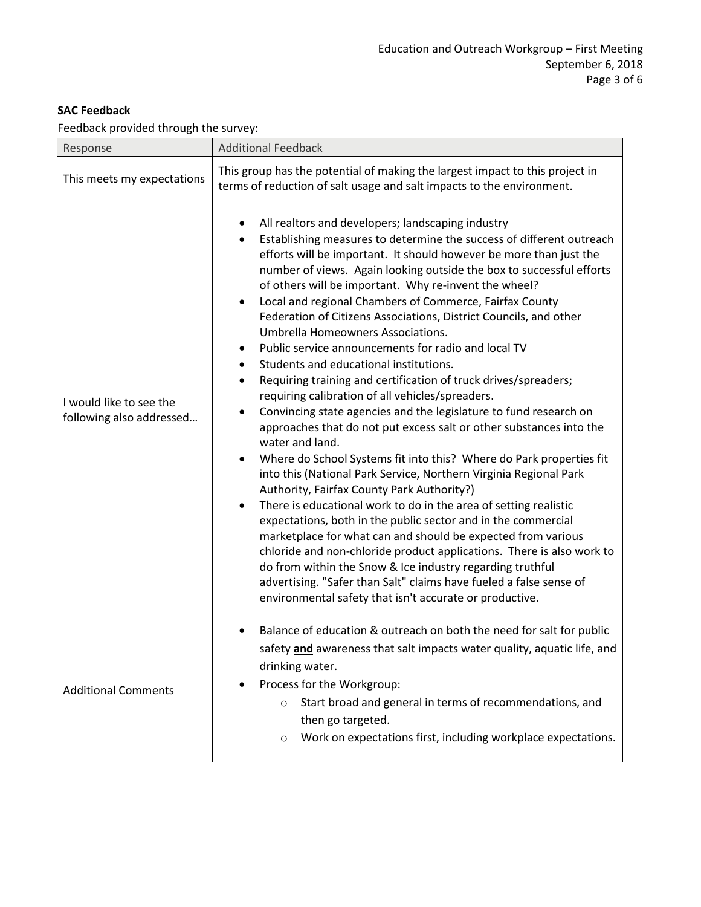**SAC Feedback**

Feedback provided through the survey:

| Response | Additional Feedback |
|---|---|
| This meets my expectations | This group has the potential of making the largest impact to this project in terms of reduction of salt usage and salt impacts to the environment. |
| I would like to see the following also addressed… | • All realtors and developers; landscaping industry<br>• Establishing measures to determine the success of different outreach efforts will be important. It should however be more than just the number of views. Again looking outside the box to successful efforts of others will be important. Why re-invent the wheel?<br>• Local and regional Chambers of Commerce, Fairfax County Federation of Citizens Associations, District Councils, and other Umbrella Homeowners Associations.<br>• Public service announcements for radio and local TV<br>• Students and educational institutions.<br>• Requiring training and certification of truck drives/spreaders; requiring calibration of all vehicles/spreaders.<br>• Convincing state agencies and the legislature to fund research on approaches that do not put excess salt or other substances into the water and land.<br>• Where do School Systems fit into this? Where do Park properties fit into this (National Park Service, Northern Virginia Regional Park Authority, Fairfax County Park Authority?)<br>• There is educational work to do in the area of setting realistic expectations, both in the public sector and in the commercial marketplace for what can and should be expected from various chloride and non-chloride product applications. There is also work to do from within the Snow & Ice industry regarding truthful advertising. "Safer than Salt" claims have fueled a false sense of environmental safety that isn't accurate or productive. |
| Additional Comments | • Balance of education & outreach on both the need for salt for public safety **and** awareness that salt impacts water quality, aquatic life, and drinking water.<br>• Process for the Workgroup:<br>&nbsp;&nbsp;&nbsp;&nbsp;○ Start broad and general in terms of recommendations, and then go targeted.<br>&nbsp;&nbsp;&nbsp;&nbsp;○ Work on expectations first, including workplace expectations. |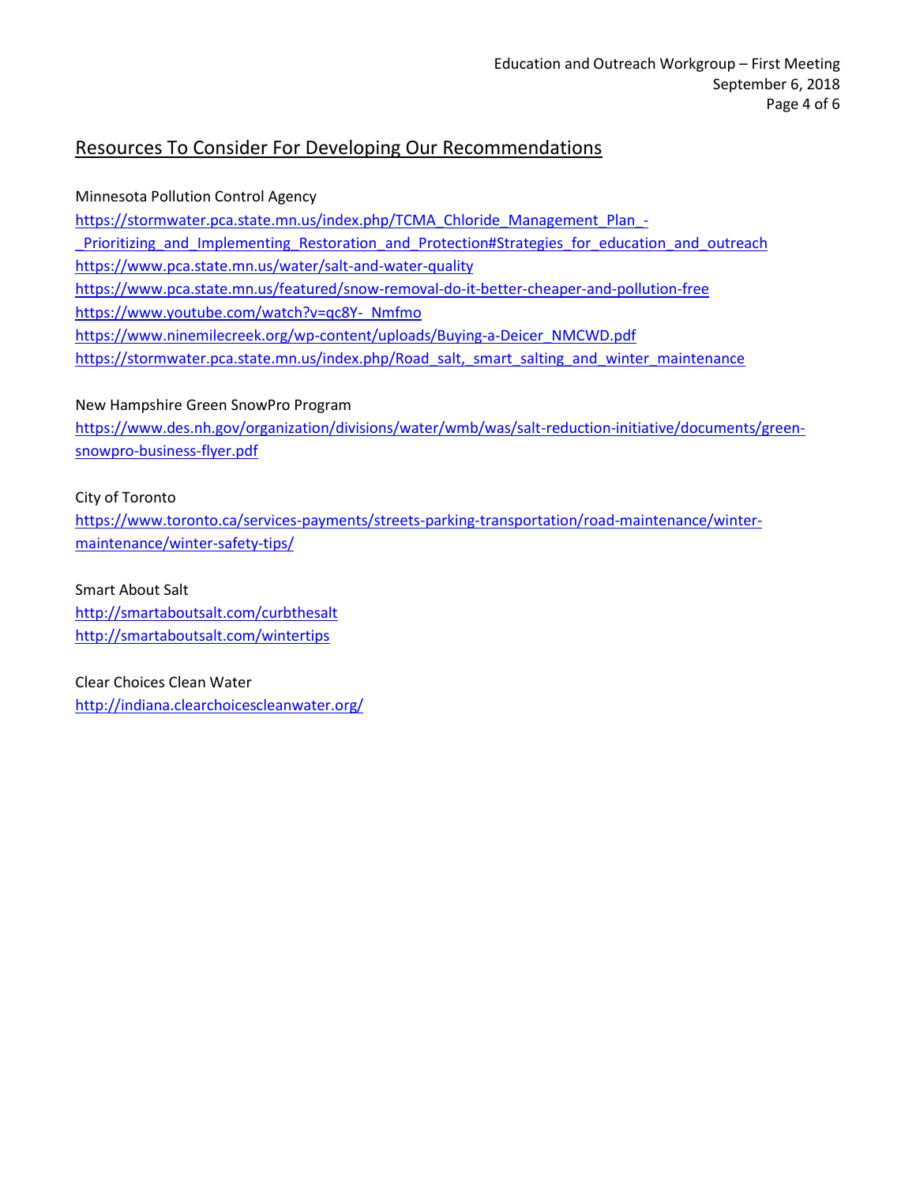## Resources To Consider For Developing Our Recommendations

Minnesota Pollution Control Agency

https://stormwater.pca.state.mn.us/index.php/TCMA_Chloride_Management_Plan_-_Prioritizing_and_Implementing_Restoration_and_Protection#Strategies_for_education_and_outreach

https://www.pca.state.mn.us/water/salt-and-water-quality

https://www.pca.state.mn.us/featured/snow-removal-do-it-better-cheaper-and-pollution-free

https://www.youtube.com/watch?v=qc8Y-_Nmfmo

https://www.ninemilecreek.org/wp-content/uploads/Buying-a-Deicer_NMCWD.pdf

https://stormwater.pca.state.mn.us/index.php/Road_salt,_smart_salting_and_winter_maintenance

New Hampshire Green SnowPro Program

https://www.des.nh.gov/organization/divisions/water/wmb/was/salt-reduction-initiative/documents/green-snowpro-business-flyer.pdf

City of Toronto

https://www.toronto.ca/services-payments/streets-parking-transportation/road-maintenance/winter-maintenance/winter-safety-tips/

Smart About Salt

http://smartaboutsalt.com/curbthesalt

http://smartaboutsalt.com/wintertips

Clear Choices Clean Water

http://indiana.clearchoicescleanwater.org/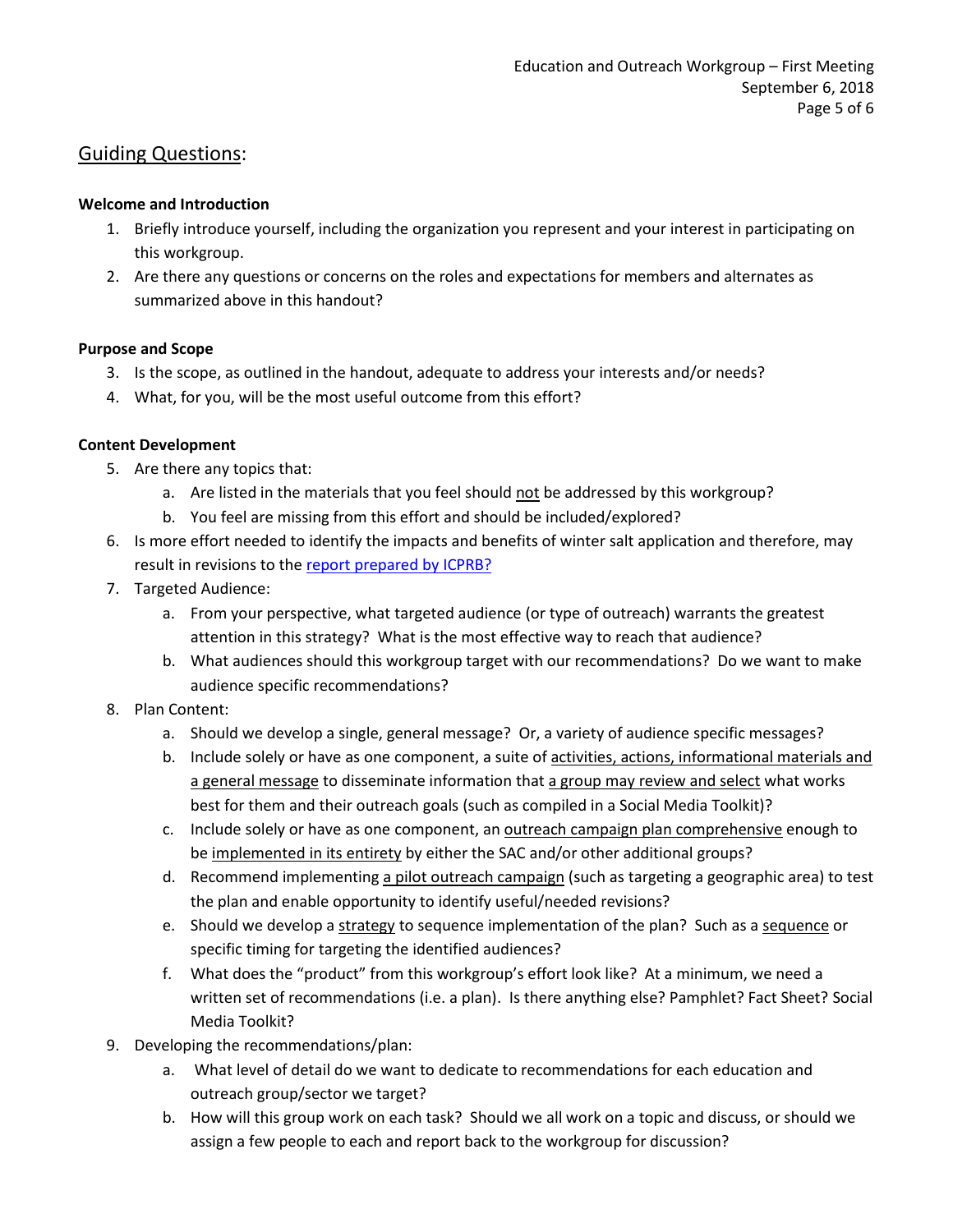## Guiding Questions:

**Welcome and Introduction**

1. Briefly introduce yourself, including the organization you represent and your interest in participating on this workgroup.
2. Are there any questions or concerns on the roles and expectations for members and alternates as summarized above in this handout?

**Purpose and Scope**

3. Is the scope, as outlined in the handout, adequate to address your interests and/or needs?
4. What, for you, will be the most useful outcome from this effort?

**Content Development**

5. Are there any topics that:
    a. Are listed in the materials that you feel should not be addressed by this workgroup?
    b. You feel are missing from this effort and should be included/explored?
6. Is more effort needed to identify the impacts and benefits of winter salt application and therefore, may result in revisions to the report prepared by ICPRB?
7. Targeted Audience:
    a. From your perspective, what targeted audience (or type of outreach) warrants the greatest attention in this strategy? What is the most effective way to reach that audience?
    b. What audiences should this workgroup target with our recommendations? Do we want to make audience specific recommendations?
8. Plan Content:
    a. Should we develop a single, general message? Or, a variety of audience specific messages?
    b. Include solely or have as one component, a suite of activities, actions, informational materials and a general message to disseminate information that a group may review and select what works best for them and their outreach goals (such as compiled in a Social Media Toolkit)?
    c. Include solely or have as one component, an outreach campaign plan comprehensive enough to be implemented in its entirety by either the SAC and/or other additional groups?
    d. Recommend implementing a pilot outreach campaign (such as targeting a geographic area) to test the plan and enable opportunity to identify useful/needed revisions?
    e. Should we develop a strategy to sequence implementation of the plan? Such as a sequence or specific timing for targeting the identified audiences?
    f. What does the "product" from this workgroup's effort look like? At a minimum, we need a written set of recommendations (i.e. a plan). Is there anything else? Pamphlet? Fact Sheet? Social Media Toolkit?
9. Developing the recommendations/plan:
    a. What level of detail do we want to dedicate to recommendations for each education and outreach group/sector we target?
    b. How will this group work on each task? Should we all work on a topic and discuss, or should we assign a few people to each and report back to the workgroup for discussion?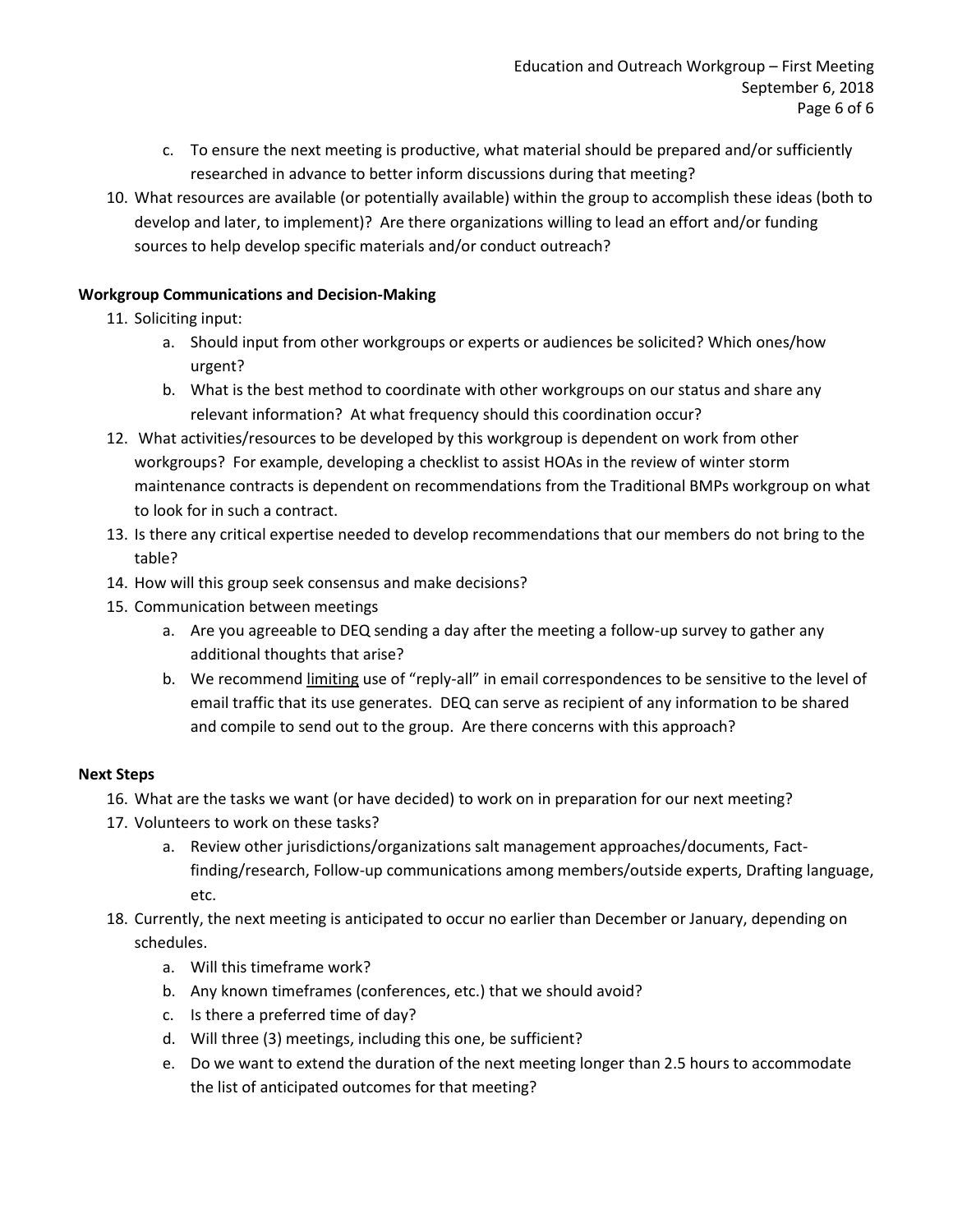c. To ensure the next meeting is productive, what material should be prepared and/or sufficiently researched in advance to better inform discussions during that meeting?

10. What resources are available (or potentially available) within the group to accomplish these ideas (both to develop and later, to implement)? Are there organizations willing to lead an effort and/or funding sources to help develop specific materials and/or conduct outreach?

**Workgroup Communications and Decision-Making**

11. Soliciting input:
    a. Should input from other workgroups or experts or audiences be solicited? Which ones/how urgent?
    b. What is the best method to coordinate with other workgroups on our status and share any relevant information? At what frequency should this coordination occur?
12. What activities/resources to be developed by this workgroup is dependent on work from other workgroups? For example, developing a checklist to assist HOAs in the review of winter storm maintenance contracts is dependent on recommendations from the Traditional BMPs workgroup on what to look for in such a contract.
13. Is there any critical expertise needed to develop recommendations that our members do not bring to the table?
14. How will this group seek consensus and make decisions?
15. Communication between meetings
    a. Are you agreeable to DEQ sending a day after the meeting a follow-up survey to gather any additional thoughts that arise?
    b. We recommend <u>limiting</u> use of "reply-all" in email correspondences to be sensitive to the level of email traffic that its use generates. DEQ can serve as recipient of any information to be shared and compile to send out to the group. Are there concerns with this approach?

**Next Steps**

16. What are the tasks we want (or have decided) to work on in preparation for our next meeting?
17. Volunteers to work on these tasks?
    a. Review other jurisdictions/organizations salt management approaches/documents, Fact-finding/research, Follow-up communications among members/outside experts, Drafting language, etc.
18. Currently, the next meeting is anticipated to occur no earlier than December or January, depending on schedules.
    a. Will this timeframe work?
    b. Any known timeframes (conferences, etc.) that we should avoid?
    c. Is there a preferred time of day?
    d. Will three (3) meetings, including this one, be sufficient?
    e. Do we want to extend the duration of the next meeting longer than 2.5 hours to accommodate the list of anticipated outcomes for that meeting?